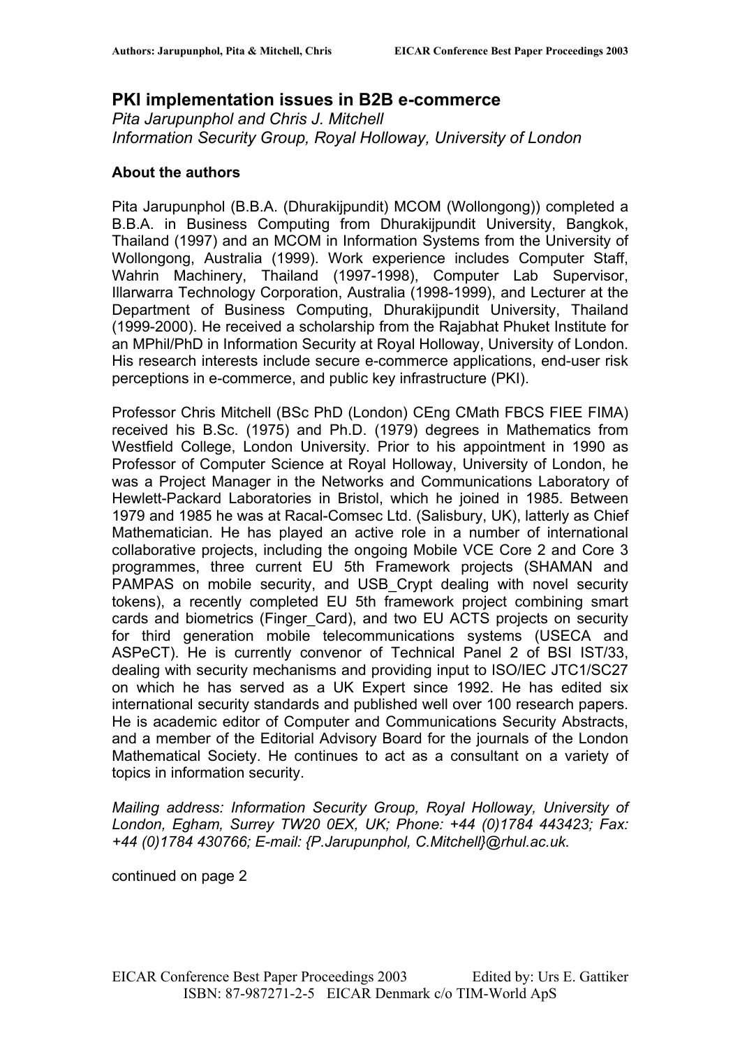# PKI implementation issues in B2B e-commerce

*Pita Jarupunphol and Chris J. Mitchell*
*Information Security Group, Royal Holloway, University of London*

### About the authors

Pita Jarupunphol (B.B.A. (Dhurakijpundit) MCOM (Wollongong)) completed a B.B.A. in Business Computing from Dhurakijpundit University, Bangkok, Thailand (1997) and an MCOM in Information Systems from the University of Wollongong, Australia (1999). Work experience includes Computer Staff, Wahrin Machinery, Thailand (1997-1998), Computer Lab Supervisor, Illarwarra Technology Corporation, Australia (1998-1999), and Lecturer at the Department of Business Computing, Dhurakijpundit University, Thailand (1999-2000). He received a scholarship from the Rajabhat Phuket Institute for an MPhil/PhD in Information Security at Royal Holloway, University of London. His research interests include secure e-commerce applications, end-user risk perceptions in e-commerce, and public key infrastructure (PKI).

Professor Chris Mitchell (BSc PhD (London) CEng CMath FBCS FIEE FIMA) received his B.Sc. (1975) and Ph.D. (1979) degrees in Mathematics from Westfield College, London University. Prior to his appointment in 1990 as Professor of Computer Science at Royal Holloway, University of London, he was a Project Manager in the Networks and Communications Laboratory of Hewlett-Packard Laboratories in Bristol, which he joined in 1985. Between 1979 and 1985 he was at Racal-Comsec Ltd. (Salisbury, UK), latterly as Chief Mathematician. He has played an active role in a number of international collaborative projects, including the ongoing Mobile VCE Core 2 and Core 3 programmes, three current EU 5th Framework projects (SHAMAN and PAMPAS on mobile security, and USB_Crypt dealing with novel security tokens), a recently completed EU 5th framework project combining smart cards and biometrics (Finger_Card), and two EU ACTS projects on security for third generation mobile telecommunications systems (USECA and ASPeCT). He is currently convenor of Technical Panel 2 of BSI IST/33, dealing with security mechanisms and providing input to ISO/IEC JTC1/SC27 on which he has served as a UK Expert since 1992. He has edited six international security standards and published well over 100 research papers. He is academic editor of Computer and Communications Security Abstracts, and a member of the Editorial Advisory Board for the journals of the London Mathematical Society. He continues to act as a consultant on a variety of topics in information security.

*Mailing address: Information Security Group, Royal Holloway, University of London, Egham, Surrey TW20 0EX, UK; Phone: +44 (0)1784 443423; Fax: +44 (0)1784 430766; E-mail: {P.Jarupunphol, C.Mitchell}@rhul.ac.uk.*

continued on page 2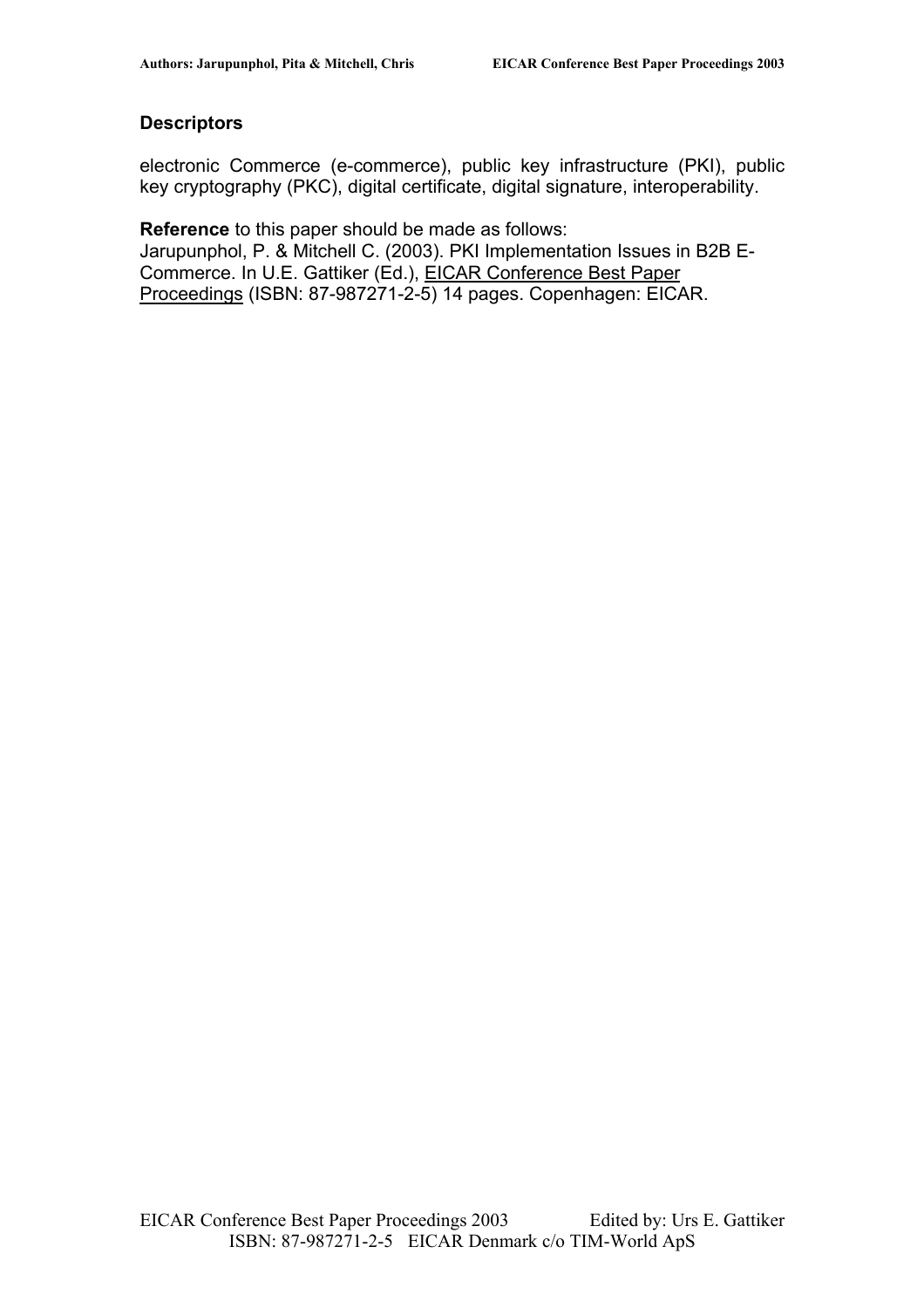### Descriptors

electronic Commerce (e-commerce), public key infrastructure (PKI), public key cryptography (PKC), digital certificate, digital signature, interoperability.

**Reference** to this paper should be made as follows:
Jarupunphol, P. & Mitchell C. (2003). PKI Implementation Issues in B2B E-Commerce. In U.E. Gattiker (Ed.), EICAR Conference Best Paper Proceedings (ISBN: 87-987271-2-5) 14 pages. Copenhagen: EICAR.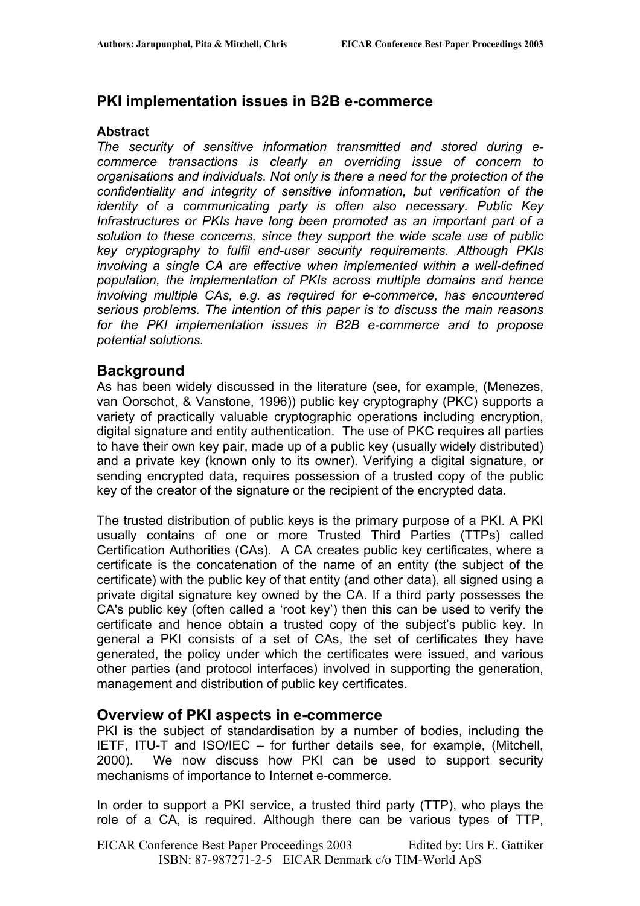## PKI implementation issues in B2B e-commerce

### Abstract

*The security of sensitive information transmitted and stored during e-commerce transactions is clearly an overriding issue of concern to organisations and individuals. Not only is there a need for the protection of the confidentiality and integrity of sensitive information, but verification of the identity of a communicating party is often also necessary. Public Key Infrastructures or PKIs have long been promoted as an important part of a solution to these concerns, since they support the wide scale use of public key cryptography to fulfil end-user security requirements. Although PKIs involving a single CA are effective when implemented within a well-defined population, the implementation of PKIs across multiple domains and hence involving multiple CAs, e.g. as required for e-commerce, has encountered serious problems. The intention of this paper is to discuss the main reasons for the PKI implementation issues in B2B e-commerce and to propose potential solutions.*

## Background

As has been widely discussed in the literature (see, for example, (Menezes, van Oorschot, & Vanstone, 1996)) public key cryptography (PKC) supports a variety of practically valuable cryptographic operations including encryption, digital signature and entity authentication. The use of PKC requires all parties to have their own key pair, made up of a public key (usually widely distributed) and a private key (known only to its owner). Verifying a digital signature, or sending encrypted data, requires possession of a trusted copy of the public key of the creator of the signature or the recipient of the encrypted data.

The trusted distribution of public keys is the primary purpose of a PKI. A PKI usually contains of one or more Trusted Third Parties (TTPs) called Certification Authorities (CAs). A CA creates public key certificates, where a certificate is the concatenation of the name of an entity (the subject of the certificate) with the public key of that entity (and other data), all signed using a private digital signature key owned by the CA. If a third party possesses the CA's public key (often called a 'root key') then this can be used to verify the certificate and hence obtain a trusted copy of the subject's public key. In general a PKI consists of a set of CAs, the set of certificates they have generated, the policy under which the certificates were issued, and various other parties (and protocol interfaces) involved in supporting the generation, management and distribution of public key certificates.

## Overview of PKI aspects in e-commerce

PKI is the subject of standardisation by a number of bodies, including the IETF, ITU-T and ISO/IEC – for further details see, for example, (Mitchell, 2000). We now discuss how PKI can be used to support security mechanisms of importance to Internet e-commerce.

In order to support a PKI service, a trusted third party (TTP), who plays the role of a CA, is required. Although there can be various types of TTP,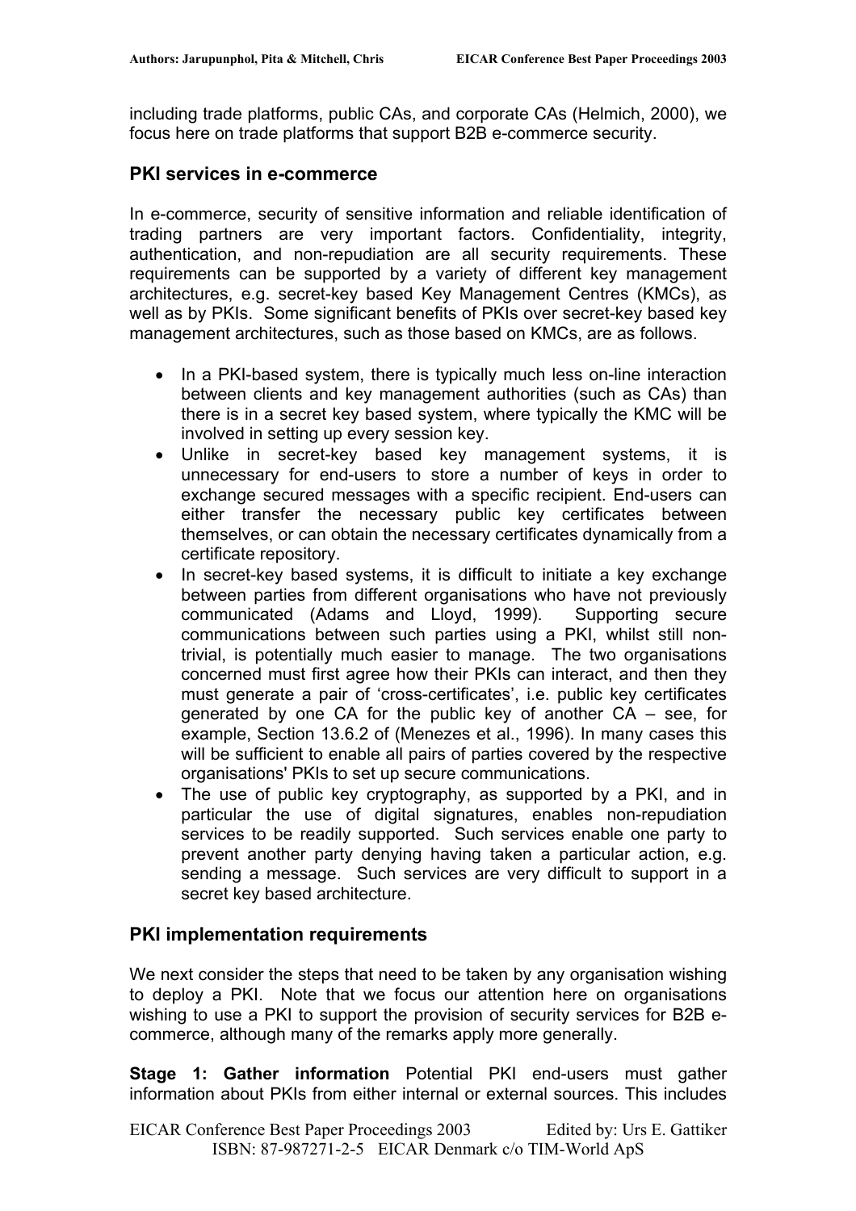including trade platforms, public CAs, and corporate CAs (Helmich, 2000), we focus here on trade platforms that support B2B e-commerce security.

## PKI services in e-commerce

In e-commerce, security of sensitive information and reliable identification of trading partners are very important factors. Confidentiality, integrity, authentication, and non-repudiation are all security requirements. These requirements can be supported by a variety of different key management architectures, e.g. secret-key based Key Management Centres (KMCs), as well as by PKIs. Some significant benefits of PKIs over secret-key based key management architectures, such as those based on KMCs, are as follows.

- In a PKI-based system, there is typically much less on-line interaction between clients and key management authorities (such as CAs) than there is in a secret key based system, where typically the KMC will be involved in setting up every session key.
- Unlike in secret-key based key management systems, it is unnecessary for end-users to store a number of keys in order to exchange secured messages with a specific recipient. End-users can either transfer the necessary public key certificates between themselves, or can obtain the necessary certificates dynamically from a certificate repository.
- In secret-key based systems, it is difficult to initiate a key exchange between parties from different organisations who have not previously communicated (Adams and Lloyd, 1999). Supporting secure communications between such parties using a PKI, whilst still non-trivial, is potentially much easier to manage. The two organisations concerned must first agree how their PKIs can interact, and then they must generate a pair of 'cross-certificates', i.e. public key certificates generated by one CA for the public key of another CA – see, for example, Section 13.6.2 of (Menezes et al., 1996). In many cases this will be sufficient to enable all pairs of parties covered by the respective organisations' PKIs to set up secure communications.
- The use of public key cryptography, as supported by a PKI, and in particular the use of digital signatures, enables non-repudiation services to be readily supported. Such services enable one party to prevent another party denying having taken a particular action, e.g. sending a message. Such services are very difficult to support in a secret key based architecture.

## PKI implementation requirements

We next consider the steps that need to be taken by any organisation wishing to deploy a PKI. Note that we focus our attention here on organisations wishing to use a PKI to support the provision of security services for B2B e-commerce, although many of the remarks apply more generally.

**Stage 1: Gather information** Potential PKI end-users must gather information about PKIs from either internal or external sources. This includes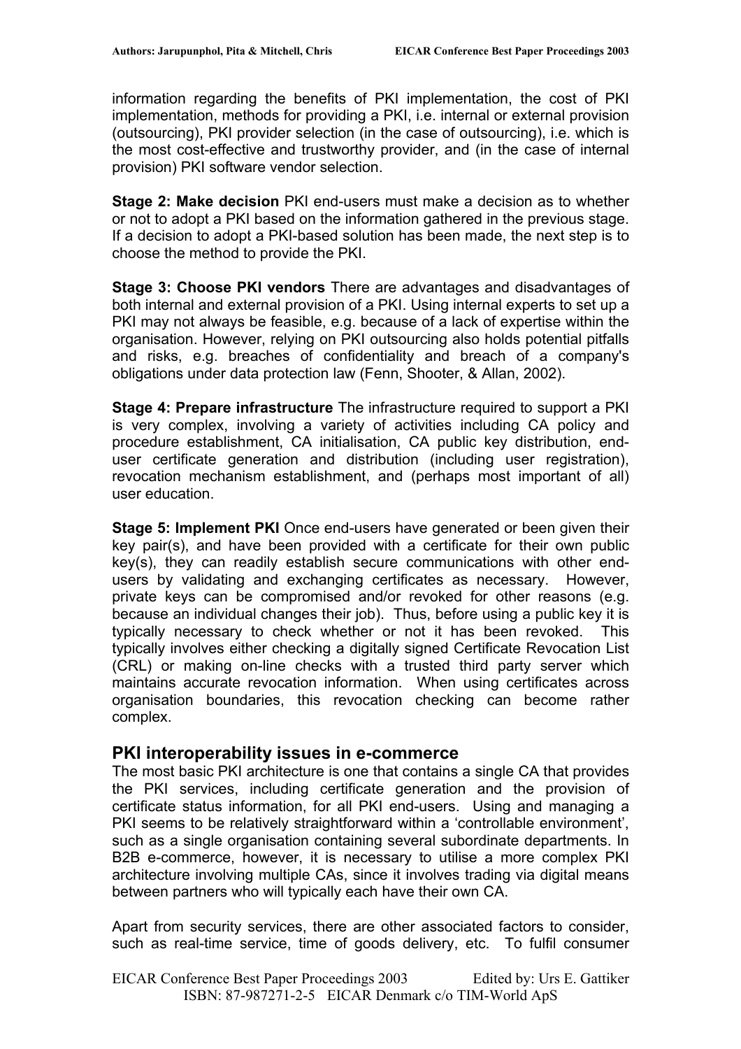information regarding the benefits of PKI implementation, the cost of PKI implementation, methods for providing a PKI, i.e. internal or external provision (outsourcing), PKI provider selection (in the case of outsourcing), i.e. which is the most cost-effective and trustworthy provider, and (in the case of internal provision) PKI software vendor selection.

**Stage 2: Make decision** PKI end-users must make a decision as to whether or not to adopt a PKI based on the information gathered in the previous stage. If a decision to adopt a PKI-based solution has been made, the next step is to choose the method to provide the PKI.

**Stage 3: Choose PKI vendors** There are advantages and disadvantages of both internal and external provision of a PKI. Using internal experts to set up a PKI may not always be feasible, e.g. because of a lack of expertise within the organisation. However, relying on PKI outsourcing also holds potential pitfalls and risks, e.g. breaches of confidentiality and breach of a company's obligations under data protection law (Fenn, Shooter, & Allan, 2002).

**Stage 4: Prepare infrastructure** The infrastructure required to support a PKI is very complex, involving a variety of activities including CA policy and procedure establishment, CA initialisation, CA public key distribution, end-user certificate generation and distribution (including user registration), revocation mechanism establishment, and (perhaps most important of all) user education.

**Stage 5: Implement PKI** Once end-users have generated or been given their key pair(s), and have been provided with a certificate for their own public key(s), they can readily establish secure communications with other end-users by validating and exchanging certificates as necessary. However, private keys can be compromised and/or revoked for other reasons (e.g. because an individual changes their job). Thus, before using a public key it is typically necessary to check whether or not it has been revoked. This typically involves either checking a digitally signed Certificate Revocation List (CRL) or making on-line checks with a trusted third party server which maintains accurate revocation information. When using certificates across organisation boundaries, this revocation checking can become rather complex.

## PKI interoperability issues in e-commerce

The most basic PKI architecture is one that contains a single CA that provides the PKI services, including certificate generation and the provision of certificate status information, for all PKI end-users. Using and managing a PKI seems to be relatively straightforward within a 'controllable environment', such as a single organisation containing several subordinate departments. In B2B e-commerce, however, it is necessary to utilise a more complex PKI architecture involving multiple CAs, since it involves trading via digital means between partners who will typically each have their own CA.

Apart from security services, there are other associated factors to consider, such as real-time service, time of goods delivery, etc. To fulfil consumer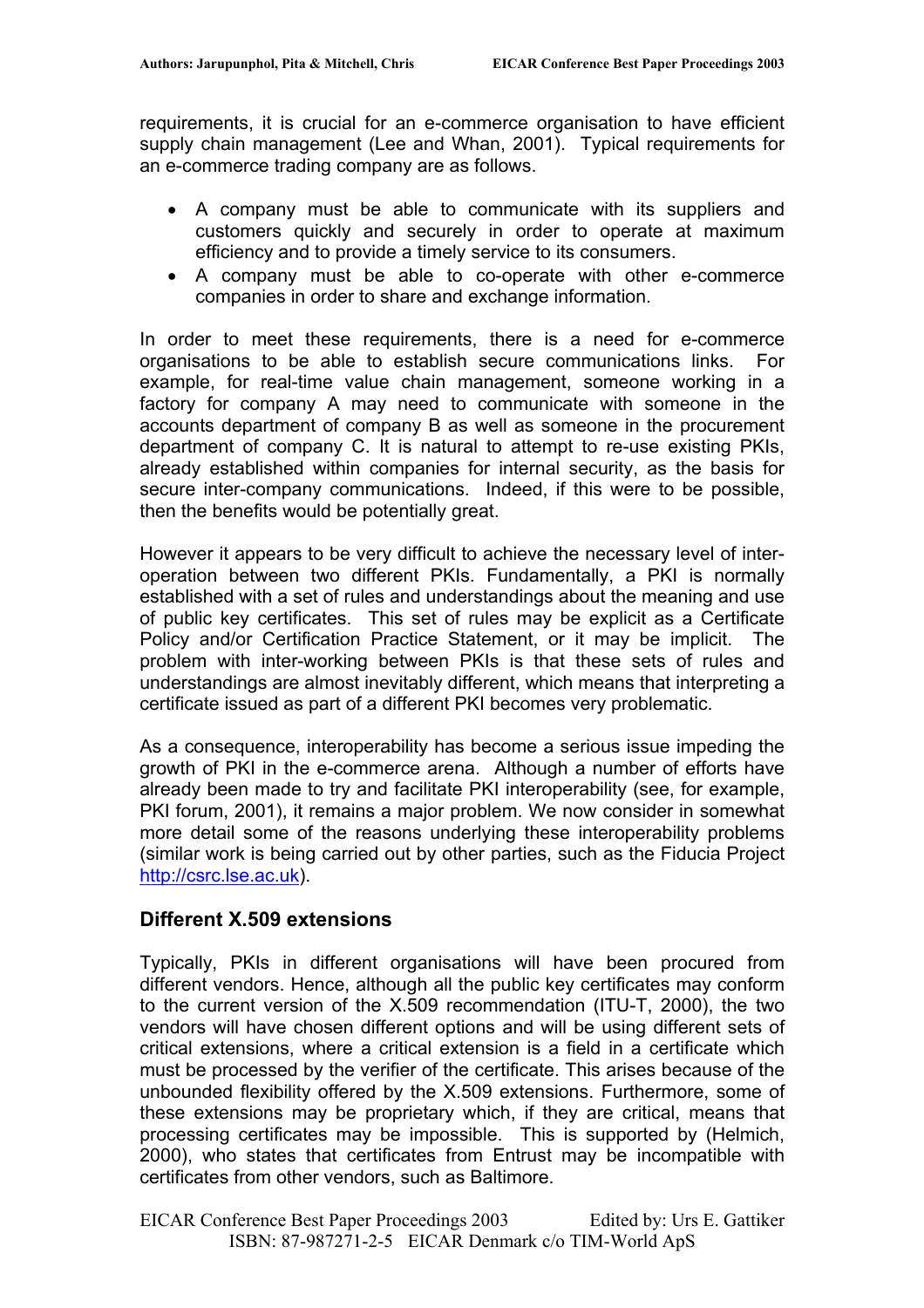requirements, it is crucial for an e-commerce organisation to have efficient supply chain management (Lee and Whan, 2001). Typical requirements for an e-commerce trading company are as follows.

- A company must be able to communicate with its suppliers and customers quickly and securely in order to operate at maximum efficiency and to provide a timely service to its consumers.
- A company must be able to co-operate with other e-commerce companies in order to share and exchange information.

In order to meet these requirements, there is a need for e-commerce organisations to be able to establish secure communications links. For example, for real-time value chain management, someone working in a factory for company A may need to communicate with someone in the accounts department of company B as well as someone in the procurement department of company C. It is natural to attempt to re-use existing PKIs, already established within companies for internal security, as the basis for secure inter-company communications. Indeed, if this were to be possible, then the benefits would be potentially great.

However it appears to be very difficult to achieve the necessary level of inter-operation between two different PKIs. Fundamentally, a PKI is normally established with a set of rules and understandings about the meaning and use of public key certificates. This set of rules may be explicit as a Certificate Policy and/or Certification Practice Statement, or it may be implicit. The problem with inter-working between PKIs is that these sets of rules and understandings are almost inevitably different, which means that interpreting a certificate issued as part of a different PKI becomes very problematic.

As a consequence, interoperability has become a serious issue impeding the growth of PKI in the e-commerce arena. Although a number of efforts have already been made to try and facilitate PKI interoperability (see, for example, PKI forum, 2001), it remains a major problem. We now consider in somewhat more detail some of the reasons underlying these interoperability problems (similar work is being carried out by other parties, such as the Fiducia Project http://csrc.lse.ac.uk).

## Different X.509 extensions

Typically, PKIs in different organisations will have been procured from different vendors. Hence, although all the public key certificates may conform to the current version of the X.509 recommendation (ITU-T, 2000), the two vendors will have chosen different options and will be using different sets of critical extensions, where a critical extension is a field in a certificate which must be processed by the verifier of the certificate. This arises because of the unbounded flexibility offered by the X.509 extensions. Furthermore, some of these extensions may be proprietary which, if they are critical, means that processing certificates may be impossible. This is supported by (Helmich, 2000), who states that certificates from Entrust may be incompatible with certificates from other vendors, such as Baltimore.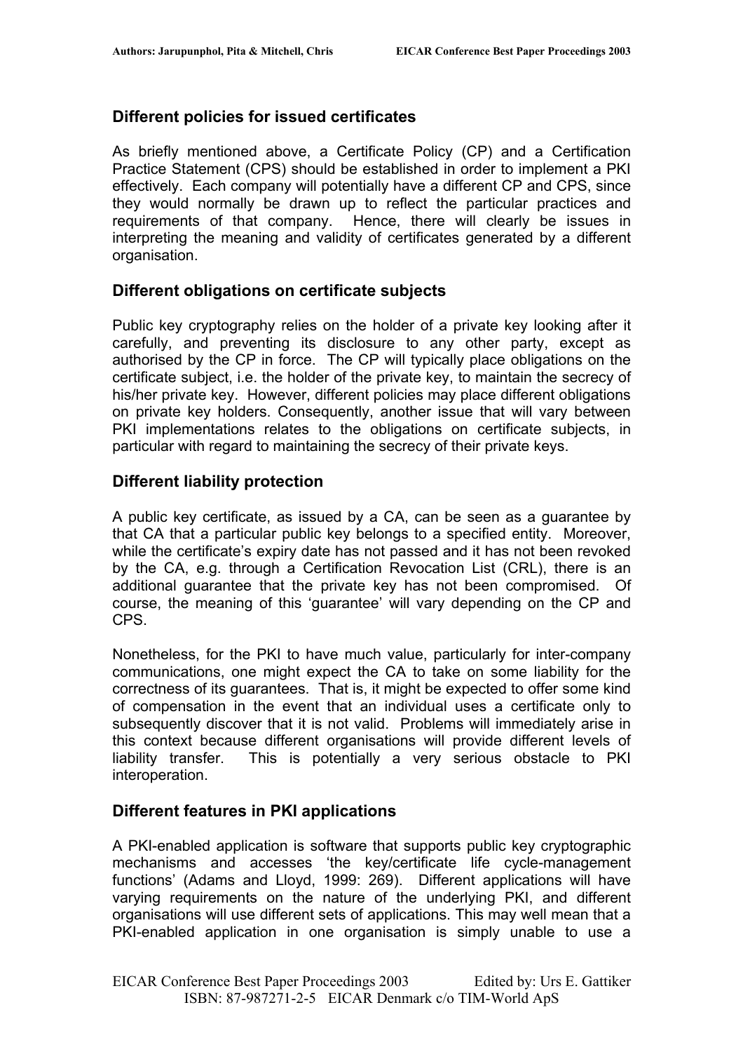## Different policies for issued certificates

As briefly mentioned above, a Certificate Policy (CP) and a Certification Practice Statement (CPS) should be established in order to implement a PKI effectively. Each company will potentially have a different CP and CPS, since they would normally be drawn up to reflect the particular practices and requirements of that company. Hence, there will clearly be issues in interpreting the meaning and validity of certificates generated by a different organisation.

## Different obligations on certificate subjects

Public key cryptography relies on the holder of a private key looking after it carefully, and preventing its disclosure to any other party, except as authorised by the CP in force. The CP will typically place obligations on the certificate subject, i.e. the holder of the private key, to maintain the secrecy of his/her private key. However, different policies may place different obligations on private key holders. Consequently, another issue that will vary between PKI implementations relates to the obligations on certificate subjects, in particular with regard to maintaining the secrecy of their private keys.

## Different liability protection

A public key certificate, as issued by a CA, can be seen as a guarantee by that CA that a particular public key belongs to a specified entity. Moreover, while the certificate's expiry date has not passed and it has not been revoked by the CA, e.g. through a Certification Revocation List (CRL), there is an additional guarantee that the private key has not been compromised. Of course, the meaning of this 'guarantee' will vary depending on the CP and CPS.

Nonetheless, for the PKI to have much value, particularly for inter-company communications, one might expect the CA to take on some liability for the correctness of its guarantees. That is, it might be expected to offer some kind of compensation in the event that an individual uses a certificate only to subsequently discover that it is not valid. Problems will immediately arise in this context because different organisations will provide different levels of liability transfer. This is potentially a very serious obstacle to PKI interoperation.

## Different features in PKI applications

A PKI-enabled application is software that supports public key cryptographic mechanisms and accesses 'the key/certificate life cycle-management functions' (Adams and Lloyd, 1999: 269). Different applications will have varying requirements on the nature of the underlying PKI, and different organisations will use different sets of applications. This may well mean that a PKI-enabled application in one organisation is simply unable to use a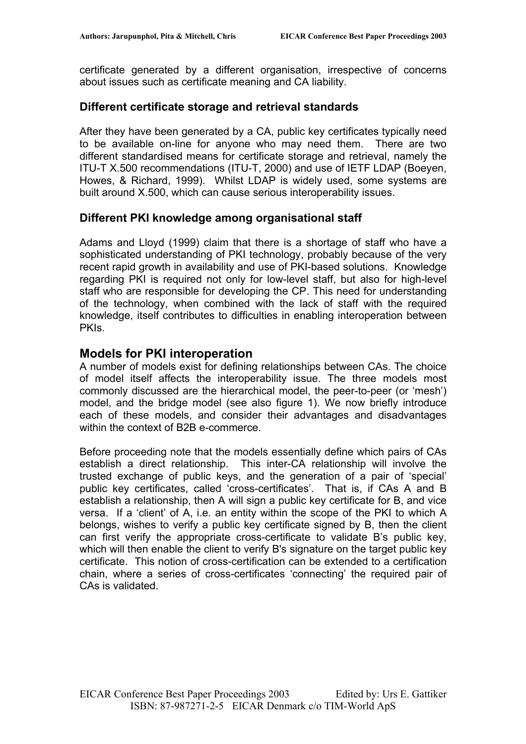certificate generated by a different organisation, irrespective of concerns about issues such as certificate meaning and CA liability.

### Different certificate storage and retrieval standards

After they have been generated by a CA, public key certificates typically need to be available on-line for anyone who may need them. There are two different standardised means for certificate storage and retrieval, namely the ITU-T X.500 recommendations (ITU-T, 2000) and use of IETF LDAP (Boeyen, Howes, & Richard, 1999). Whilst LDAP is widely used, some systems are built around X.500, which can cause serious interoperability issues.

### Different PKI knowledge among organisational staff

Adams and Lloyd (1999) claim that there is a shortage of staff who have a sophisticated understanding of PKI technology, probably because of the very recent rapid growth in availability and use of PKI-based solutions. Knowledge regarding PKI is required not only for low-level staff, but also for high-level staff who are responsible for developing the CP. This need for understanding of the technology, when combined with the lack of staff with the required knowledge, itself contributes to difficulties in enabling interoperation between PKIs.

## Models for PKI interoperation

A number of models exist for defining relationships between CAs. The choice of model itself affects the interoperability issue. The three models most commonly discussed are the hierarchical model, the peer-to-peer (or 'mesh') model, and the bridge model (see also figure 1). We now briefly introduce each of these models, and consider their advantages and disadvantages within the context of B2B e-commerce.

Before proceeding note that the models essentially define which pairs of CAs establish a direct relationship. This inter-CA relationship will involve the trusted exchange of public keys, and the generation of a pair of 'special' public key certificates, called 'cross-certificates'. That is, if CAs A and B establish a relationship, then A will sign a public key certificate for B, and vice versa. If a 'client' of A, i.e. an entity within the scope of the PKI to which A belongs, wishes to verify a public key certificate signed by B, then the client can first verify the appropriate cross-certificate to validate B's public key, which will then enable the client to verify B's signature on the target public key certificate. This notion of cross-certification can be extended to a certification chain, where a series of cross-certificates 'connecting' the required pair of CAs is validated.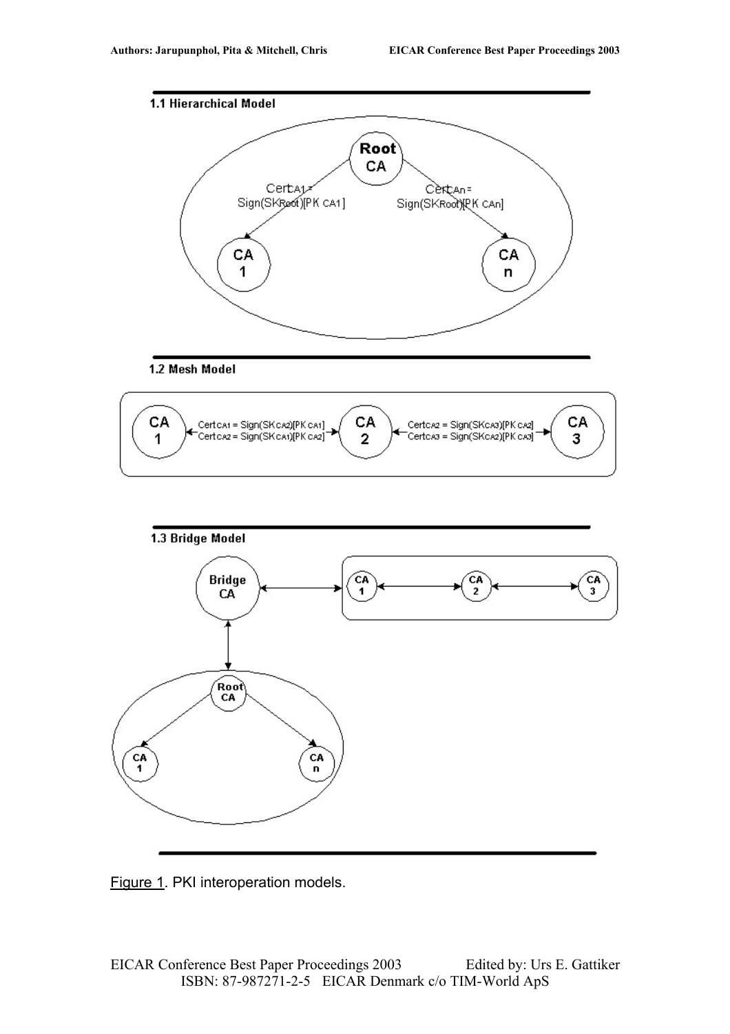1.1 Hierarchical Model

1.2 Mesh Model

1.3 Bridge Model

Figure 1. PKI interoperation models.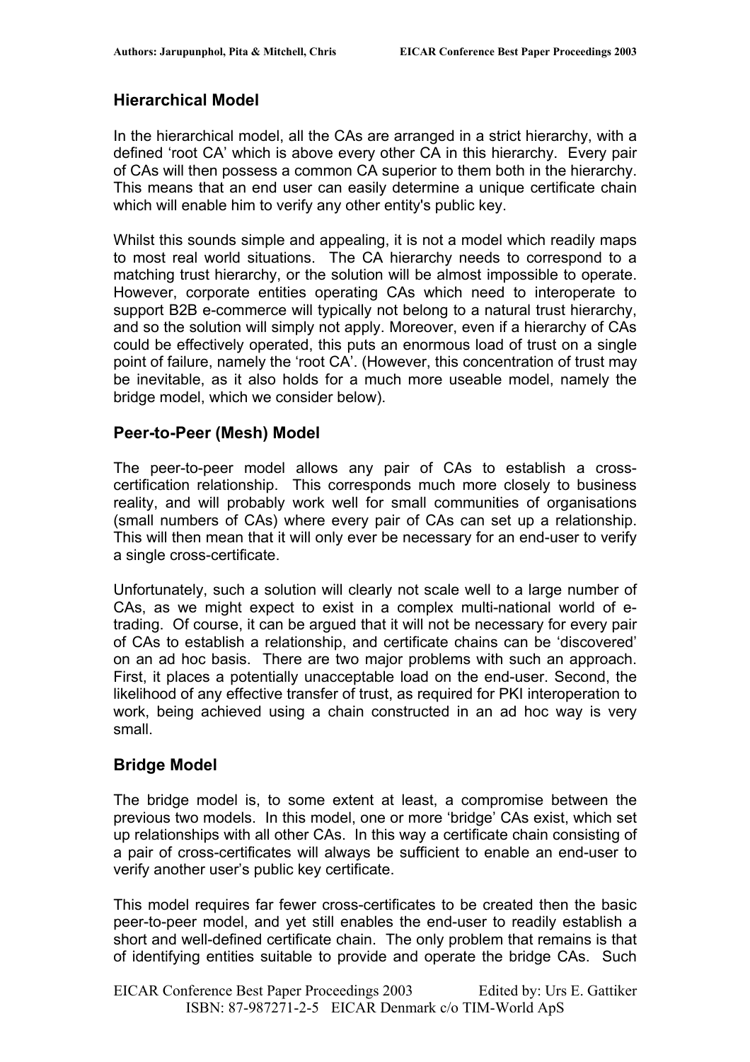## Hierarchical Model

In the hierarchical model, all the CAs are arranged in a strict hierarchy, with a defined 'root CA' which is above every other CA in this hierarchy. Every pair of CAs will then possess a common CA superior to them both in the hierarchy. This means that an end user can easily determine a unique certificate chain which will enable him to verify any other entity's public key.

Whilst this sounds simple and appealing, it is not a model which readily maps to most real world situations. The CA hierarchy needs to correspond to a matching trust hierarchy, or the solution will be almost impossible to operate. However, corporate entities operating CAs which need to interoperate to support B2B e-commerce will typically not belong to a natural trust hierarchy, and so the solution will simply not apply. Moreover, even if a hierarchy of CAs could be effectively operated, this puts an enormous load of trust on a single point of failure, namely the 'root CA'. (However, this concentration of trust may be inevitable, as it also holds for a much more useable model, namely the bridge model, which we consider below).

## Peer-to-Peer (Mesh) Model

The peer-to-peer model allows any pair of CAs to establish a cross-certification relationship. This corresponds much more closely to business reality, and will probably work well for small communities of organisations (small numbers of CAs) where every pair of CAs can set up a relationship. This will then mean that it will only ever be necessary for an end-user to verify a single cross-certificate.

Unfortunately, such a solution will clearly not scale well to a large number of CAs, as we might expect to exist in a complex multi-national world of e-trading. Of course, it can be argued that it will not be necessary for every pair of CAs to establish a relationship, and certificate chains can be 'discovered' on an ad hoc basis. There are two major problems with such an approach. First, it places a potentially unacceptable load on the end-user. Second, the likelihood of any effective transfer of trust, as required for PKI interoperation to work, being achieved using a chain constructed in an ad hoc way is very small.

## Bridge Model

The bridge model is, to some extent at least, a compromise between the previous two models. In this model, one or more 'bridge' CAs exist, which set up relationships with all other CAs. In this way a certificate chain consisting of a pair of cross-certificates will always be sufficient to enable an end-user to verify another user's public key certificate.

This model requires far fewer cross-certificates to be created then the basic peer-to-peer model, and yet still enables the end-user to readily establish a short and well-defined certificate chain. The only problem that remains is that of identifying entities suitable to provide and operate the bridge CAs. Such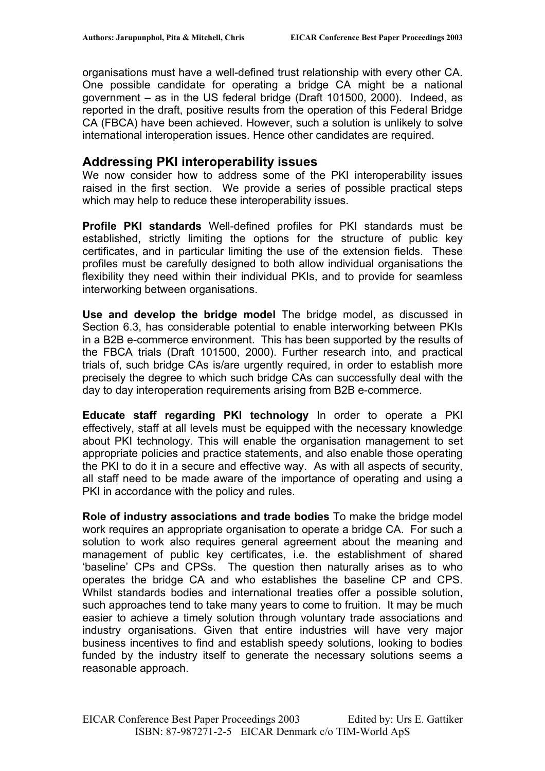organisations must have a well-defined trust relationship with every other CA. One possible candidate for operating a bridge CA might be a national government – as in the US federal bridge (Draft 101500, 2000). Indeed, as reported in the draft, positive results from the operation of this Federal Bridge CA (FBCA) have been achieved. However, such a solution is unlikely to solve international interoperation issues. Hence other candidates are required.

## Addressing PKI interoperability issues

We now consider how to address some of the PKI interoperability issues raised in the first section. We provide a series of possible practical steps which may help to reduce these interoperability issues.

**Profile PKI standards** Well-defined profiles for PKI standards must be established, strictly limiting the options for the structure of public key certificates, and in particular limiting the use of the extension fields. These profiles must be carefully designed to both allow individual organisations the flexibility they need within their individual PKIs, and to provide for seamless interworking between organisations.

**Use and develop the bridge model** The bridge model, as discussed in Section 6.3, has considerable potential to enable interworking between PKIs in a B2B e-commerce environment. This has been supported by the results of the FBCA trials (Draft 101500, 2000). Further research into, and practical trials of, such bridge CAs is/are urgently required, in order to establish more precisely the degree to which such bridge CAs can successfully deal with the day to day interoperation requirements arising from B2B e-commerce.

**Educate staff regarding PKI technology** In order to operate a PKI effectively, staff at all levels must be equipped with the necessary knowledge about PKI technology. This will enable the organisation management to set appropriate policies and practice statements, and also enable those operating the PKI to do it in a secure and effective way. As with all aspects of security, all staff need to be made aware of the importance of operating and using a PKI in accordance with the policy and rules.

**Role of industry associations and trade bodies** To make the bridge model work requires an appropriate organisation to operate a bridge CA. For such a solution to work also requires general agreement about the meaning and management of public key certificates, i.e. the establishment of shared 'baseline' CPs and CPSs. The question then naturally arises as to who operates the bridge CA and who establishes the baseline CP and CPS. Whilst standards bodies and international treaties offer a possible solution, such approaches tend to take many years to come to fruition. It may be much easier to achieve a timely solution through voluntary trade associations and industry organisations. Given that entire industries will have very major business incentives to find and establish speedy solutions, looking to bodies funded by the industry itself to generate the necessary solutions seems a reasonable approach.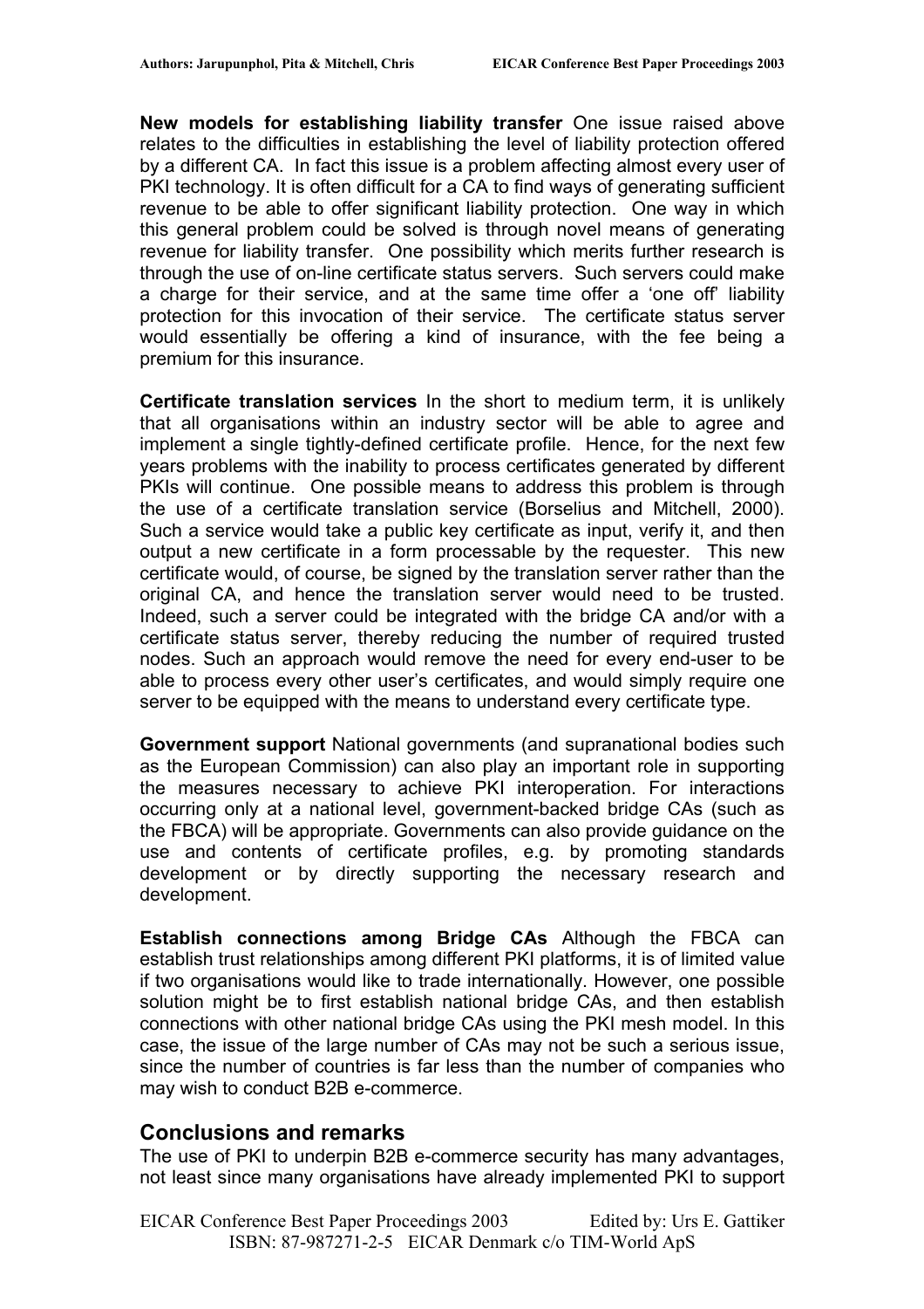**New models for establishing liability transfer** One issue raised above relates to the difficulties in establishing the level of liability protection offered by a different CA. In fact this issue is a problem affecting almost every user of PKI technology. It is often difficult for a CA to find ways of generating sufficient revenue to be able to offer significant liability protection. One way in which this general problem could be solved is through novel means of generating revenue for liability transfer. One possibility which merits further research is through the use of on-line certificate status servers. Such servers could make a charge for their service, and at the same time offer a 'one off' liability protection for this invocation of their service. The certificate status server would essentially be offering a kind of insurance, with the fee being a premium for this insurance.

**Certificate translation services** In the short to medium term, it is unlikely that all organisations within an industry sector will be able to agree and implement a single tightly-defined certificate profile. Hence, for the next few years problems with the inability to process certificates generated by different PKIs will continue. One possible means to address this problem is through the use of a certificate translation service (Borselius and Mitchell, 2000). Such a service would take a public key certificate as input, verify it, and then output a new certificate in a form processable by the requester. This new certificate would, of course, be signed by the translation server rather than the original CA, and hence the translation server would need to be trusted. Indeed, such a server could be integrated with the bridge CA and/or with a certificate status server, thereby reducing the number of required trusted nodes. Such an approach would remove the need for every end-user to be able to process every other user's certificates, and would simply require one server to be equipped with the means to understand every certificate type.

**Government support** National governments (and supranational bodies such as the European Commission) can also play an important role in supporting the measures necessary to achieve PKI interoperation. For interactions occurring only at a national level, government-backed bridge CAs (such as the FBCA) will be appropriate. Governments can also provide guidance on the use and contents of certificate profiles, e.g. by promoting standards development or by directly supporting the necessary research and development.

**Establish connections among Bridge CAs** Although the FBCA can establish trust relationships among different PKI platforms, it is of limited value if two organisations would like to trade internationally. However, one possible solution might be to first establish national bridge CAs, and then establish connections with other national bridge CAs using the PKI mesh model. In this case, the issue of the large number of CAs may not be such a serious issue, since the number of countries is far less than the number of companies who may wish to conduct B2B e-commerce.

## Conclusions and remarks

The use of PKI to underpin B2B e-commerce security has many advantages, not least since many organisations have already implemented PKI to support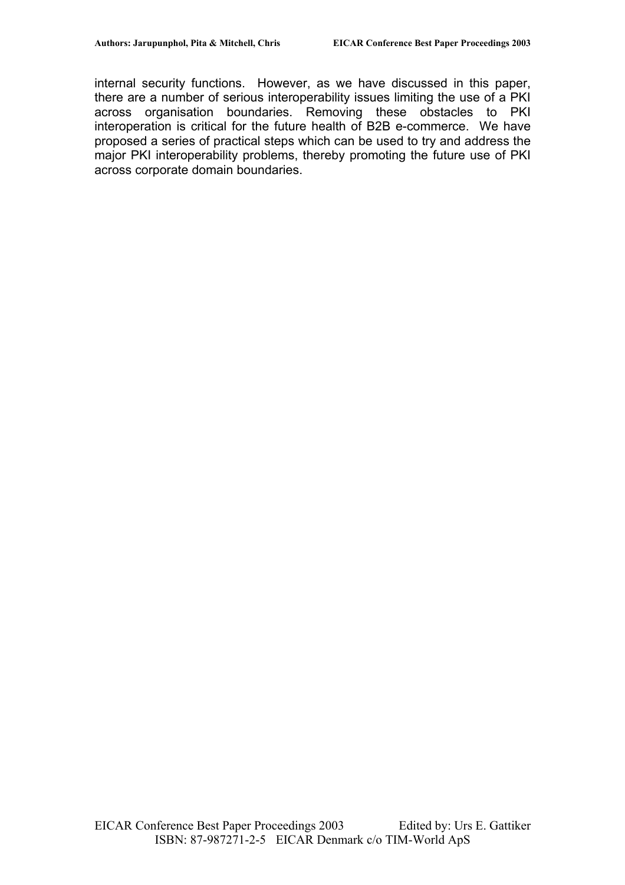internal security functions. However, as we have discussed in this paper, there are a number of serious interoperability issues limiting the use of a PKI across organisation boundaries. Removing these obstacles to PKI interoperation is critical for the future health of B2B e-commerce. We have proposed a series of practical steps which can be used to try and address the major PKI interoperability problems, thereby promoting the future use of PKI across corporate domain boundaries.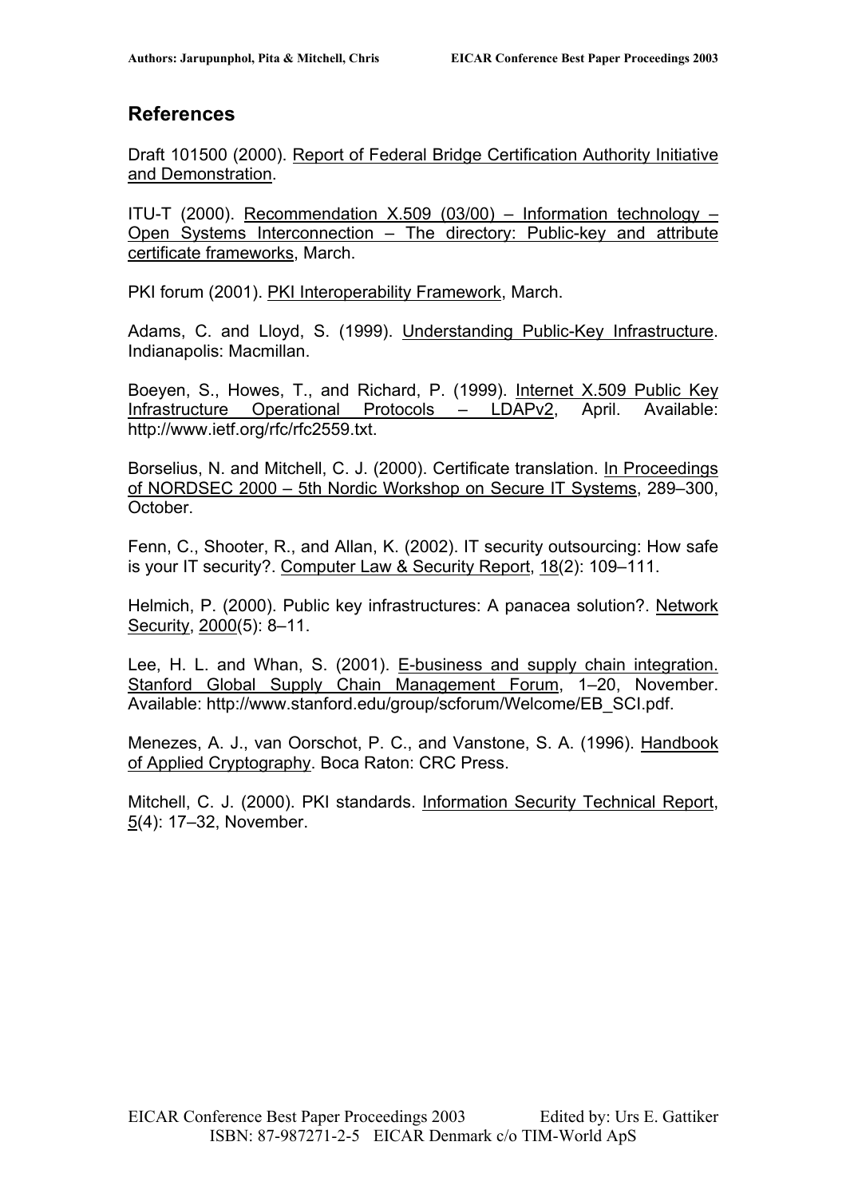## References

Draft 101500 (2000). Report of Federal Bridge Certification Authority Initiative and Demonstration.

ITU-T (2000). Recommendation X.509 (03/00) – Information technology – Open Systems Interconnection – The directory: Public-key and attribute certificate frameworks, March.

PKI forum (2001). PKI Interoperability Framework, March.

Adams, C. and Lloyd, S. (1999). Understanding Public-Key Infrastructure. Indianapolis: Macmillan.

Boeyen, S., Howes, T., and Richard, P. (1999). Internet X.509 Public Key Infrastructure Operational Protocols – LDAPv2, April. Available: http://www.ietf.org/rfc/rfc2559.txt.

Borselius, N. and Mitchell, C. J. (2000). Certificate translation. In Proceedings of NORDSEC 2000 – 5th Nordic Workshop on Secure IT Systems, 289–300, October.

Fenn, C., Shooter, R., and Allan, K. (2002). IT security outsourcing: How safe is your IT security?. Computer Law & Security Report, 18(2): 109–111.

Helmich, P. (2000). Public key infrastructures: A panacea solution?. Network Security, 2000(5): 8–11.

Lee, H. L. and Whan, S. (2001). E-business and supply chain integration. Stanford Global Supply Chain Management Forum, 1–20, November. Available: http://www.stanford.edu/group/scforum/Welcome/EB_SCI.pdf.

Menezes, A. J., van Oorschot, P. C., and Vanstone, S. A. (1996). Handbook of Applied Cryptography. Boca Raton: CRC Press.

Mitchell, C. J. (2000). PKI standards. Information Security Technical Report, 5(4): 17–32, November.